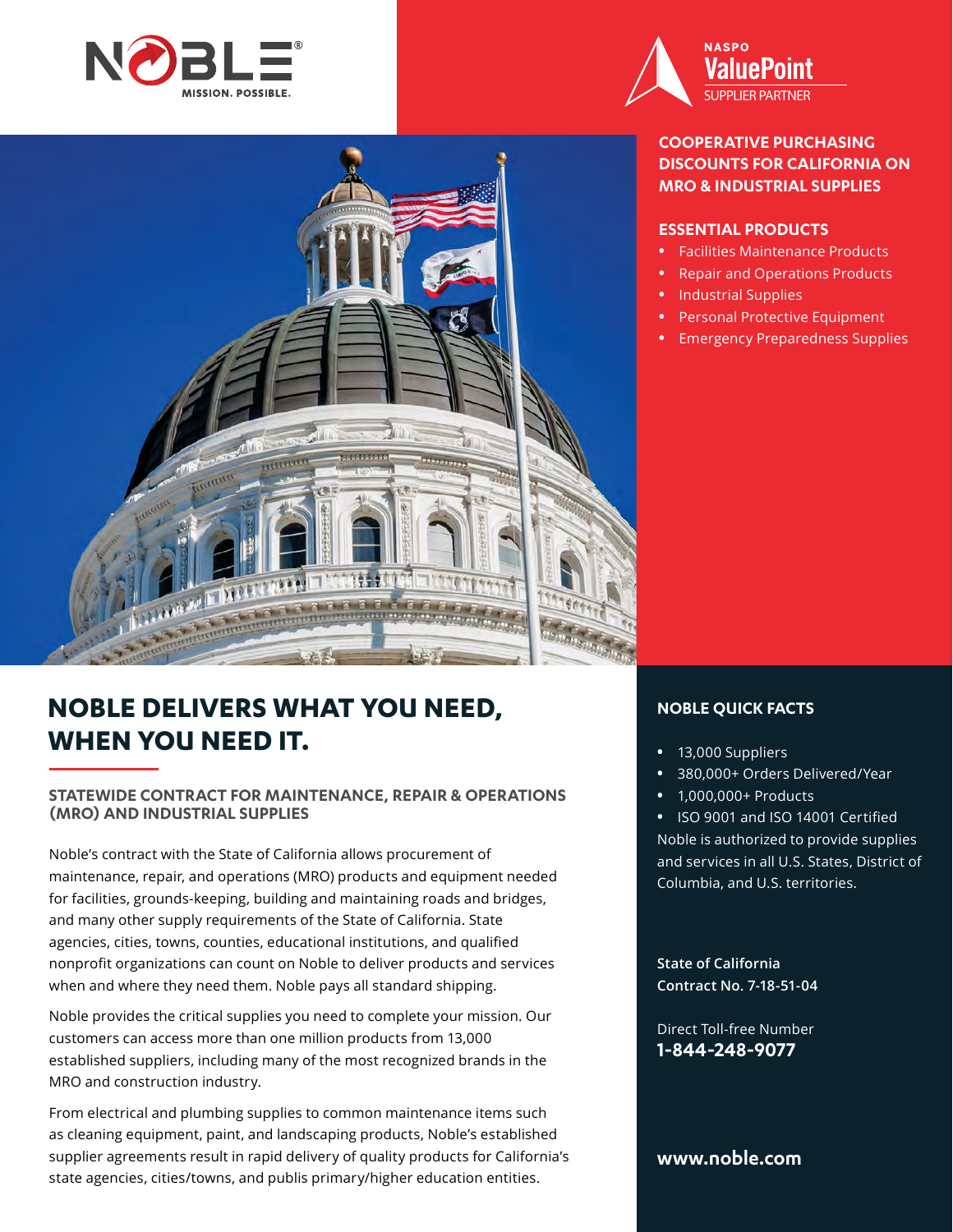NOBLE® MISSION. POSSIBLE.

NASPO ValuePoint SUPPLIER PARTNER

## COOPERATIVE PURCHASING DISCOUNTS FOR CALIFORNIA ON MRO & INDUSTRIAL SUPPLIES

### ESSENTIAL PRODUCTS

- Facilities Maintenance Products
- Repair and Operations Products
- Industrial Supplies
- Personal Protective Equipment
- Emergency Preparedness Supplies

# NOBLE DELIVERS WHAT YOU NEED, WHEN YOU NEED IT.

### STATEWIDE CONTRACT FOR MAINTENANCE, REPAIR & OPERATIONS (MRO) AND INDUSTRIAL SUPPLIES

Noble's contract with the State of California allows procurement of maintenance, repair, and operations (MRO) products and equipment needed for facilities, grounds-keeping, building and maintaining roads and bridges, and many other supply requirements of the State of California. State agencies, cities, towns, counties, educational institutions, and qualified nonprofit organizations can count on Noble to deliver products and services when and where they need them. Noble pays all standard shipping.

Noble provides the critical supplies you need to complete your mission. Our customers can access more than one million products from 13,000 established suppliers, including many of the most recognized brands in the MRO and construction industry.

From electrical and plumbing supplies to common maintenance items such as cleaning equipment, paint, and landscaping products, Noble's established supplier agreements result in rapid delivery of quality products for California's state agencies, cities/towns, and publis primary/higher education entities.

### NOBLE QUICK FACTS

- 13,000 Suppliers
- 380,000+ Orders Delivered/Year
- 1,000,000+ Products
- ISO 9001 and ISO 14001 Certified

Noble is authorized to provide supplies and services in all U.S. States, District of Columbia, and U.S. territories.

**State of California**
**Contract No. 7-18-51-04**

Direct Toll-free Number
**1-844-248-9077**

**www.noble.com**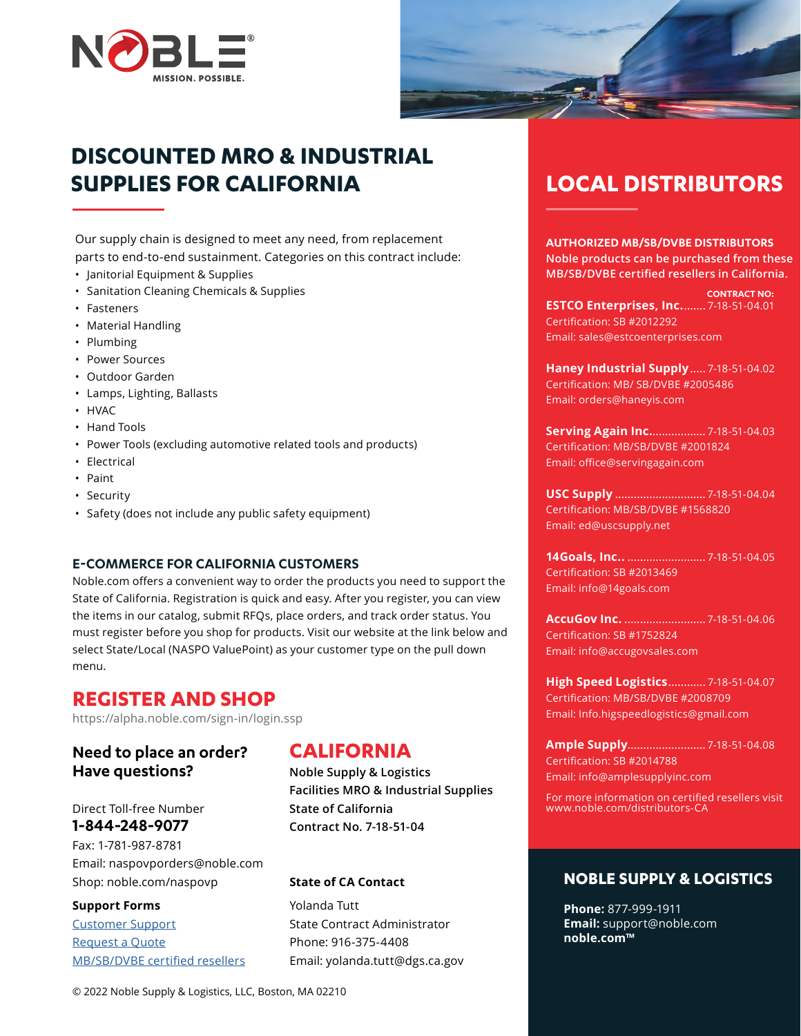NOBLE®

MISSION. POSSIBLE.

# DISCOUNTED MRO & INDUSTRIAL SUPPLIES FOR CALIFORNIA

Our supply chain is designed to meet any need, from replacement parts to end-to-end sustainment. Categories on this contract include:

- Janitorial Equipment & Supplies
- Sanitation Cleaning Chemicals & Supplies
- Fasteners
- Material Handling
- Plumbing
- Power Sources
- Outdoor Garden
- Lamps, Lighting, Ballasts
- HVAC
- Hand Tools
- Power Tools (excluding automotive related tools and products)
- Electrical
- Paint
- Security
- Safety (does not include any public safety equipment)

### E-COMMERCE FOR CALIFORNIA CUSTOMERS

Noble.com offers a convenient way to order the products you need to support the State of California. Registration is quick and easy. After you register, you can view the items in our catalog, submit RFQs, place orders, and track order status. You must register before you shop for products. Visit our website at the link below and select State/Local (NASPO ValuePoint) as your customer type on the pull down menu.

## REGISTER AND SHOP

https://alpha.noble.com/sign-in/login.ssp

### Need to place an order? Have questions?

Direct Toll-free Number
**1-844-248-9077**
Fax: 1-781-987-8781
Email: naspovporders@noble.com
Shop: noble.com/naspovp

**Support Forms**
[Customer Support]
[Request a Quote]
[MB/SB/DVBE certified resellers]

## CALIFORNIA

**Noble Supply & Logistics**
**Facilities MRO & Industrial Supplies**
**State of California**
**Contract No. 7-18-51-04**

**State of CA Contact**

Yolanda Tutt
State Contract Administrator
Phone: 916-375-4408
Email: yolanda.tutt@dgs.ca.gov

© 2022 Noble Supply & Logistics, LLC, Boston, MA 02210

## LOCAL DISTRIBUTORS

**AUTHORIZED MB/SB/DVBE DISTRIBUTORS**
**Noble products can be purchased from these MB/SB/DVBE certified resellers in California.**

**CONTRACT NO:**

**ESTCO Enterprises, Inc.**........ 7-18-51-04.01
Certification: SB #2012292
Email: sales@estcoenterprises.com

**Haney Industrial Supply**..... 7-18-51-04.02
Certification: MB/ SB/DVBE #2005486
Email: orders@haneyis.com

**Serving Again Inc.**................ 7-18-51-04.03
Certification: MB/SB/DVBE #2001824
Email: office@servingagain.com

**USC Supply** ............................ 7-18-51-04.04
Certification: MB/SB/DVBE #1568820
Email: ed@uscsupply.net

**14Goals, Inc..** ........................ 7-18-51-04.05
Certification: SB #2013469
Email: info@14goals.com

**AccuGov Inc.** ......................... 7-18-51-04.06
Certification: SB #1752824
Email: info@accugovsales.com

**High Speed Logistics**........... 7-18-51-04.07
Certification: MB/SB/DVBE #2008709
Email: Info.higspeedlogistics@gmail.com

**Ample Supply**........................ 7-18-51-04.08
Certification: SB #2014788
Email: info@amplesupplyinc.com

For more information on certified resellers visit www.noble.com/distributors-CA

### NOBLE SUPPLY & LOGISTICS

**Phone:** 877-999-1911
**Email:** support@noble.com
**noble.com™**